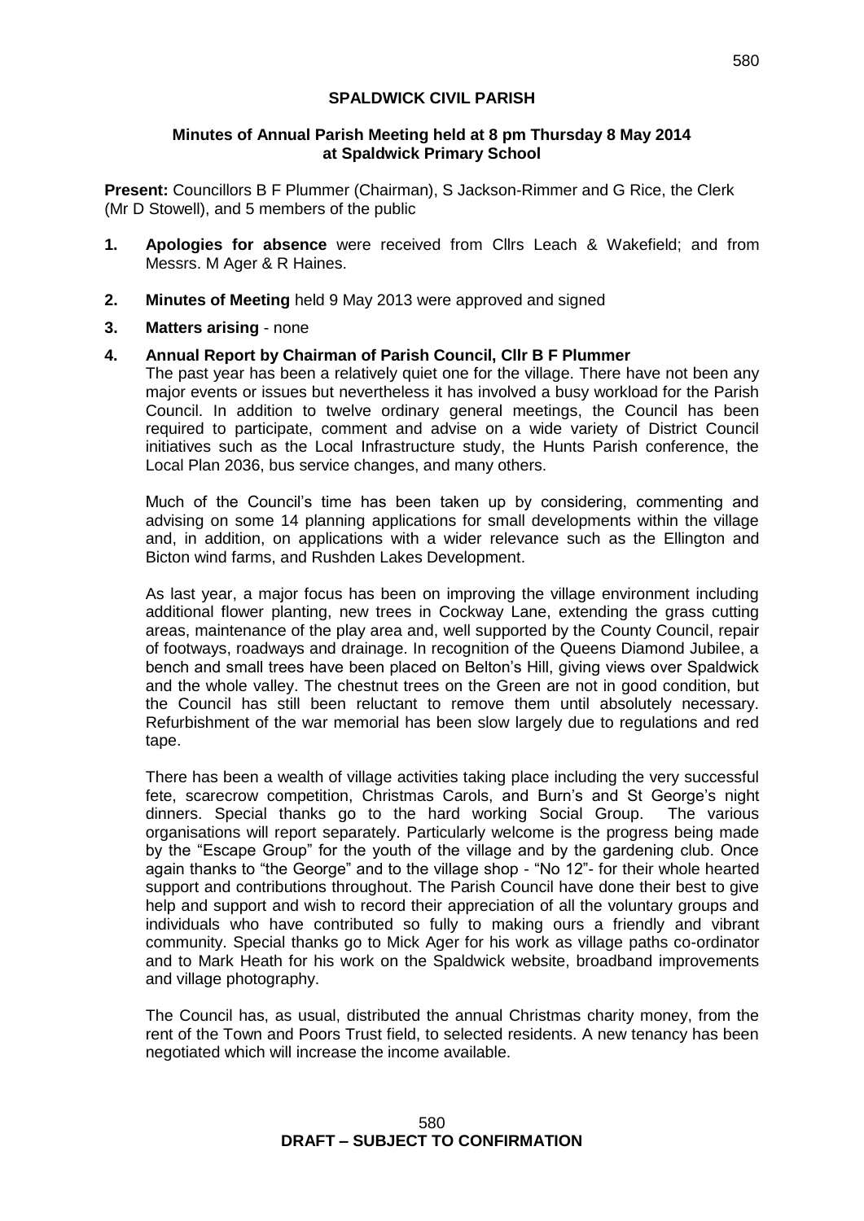# SPALDWICK CIVIL PARISH

## Minutes of Annual Parish Meeting held at 8 pm Thursday 8 May 2014 at Spaldwick Primary School

**Present:** Councillors B F Plummer (Chairman), S Jackson-Rimmer and G Rice, the Clerk (Mr D Stowell), and 5 members of the public

1. **Apologies for absence** were received from Cllrs Leach & Wakefield; and from Messrs. M Ager & R Haines.

2. **Minutes of Meeting** held 9 May 2013 were approved and signed

3. **Matters arising** - none

4. **Annual Report by Chairman of Parish Council, Cllr B F Plummer**

   The past year has been a relatively quiet one for the village. There have not been any major events or issues but nevertheless it has involved a busy workload for the Parish Council. In addition to twelve ordinary general meetings, the Council has been required to participate, comment and advise on a wide variety of District Council initiatives such as the Local Infrastructure study, the Hunts Parish conference, the Local Plan 2036, bus service changes, and many others.

   Much of the Council's time has been taken up by considering, commenting and advising on some 14 planning applications for small developments within the village and, in addition, on applications with a wider relevance such as the Ellington and Bicton wind farms, and Rushden Lakes Development.

   As last year, a major focus has been on improving the village environment including additional flower planting, new trees in Cockway Lane, extending the grass cutting areas, maintenance of the play area and, well supported by the County Council, repair of footways, roadways and drainage. In recognition of the Queens Diamond Jubilee, a bench and small trees have been placed on Belton's Hill, giving views over Spaldwick and the whole valley. The chestnut trees on the Green are not in good condition, but the Council has still been reluctant to remove them until absolutely necessary. Refurbishment of the war memorial has been slow largely due to regulations and red tape.

   There has been a wealth of village activities taking place including the very successful fete, scarecrow competition, Christmas Carols, and Burn's and St George's night dinners. Special thanks go to the hard working Social Group. The various organisations will report separately. Particularly welcome is the progress being made by the "Escape Group" for the youth of the village and by the gardening club. Once again thanks to "the George" and to the village shop - "No 12"- for their whole hearted support and contributions throughout. The Parish Council have done their best to give help and support and wish to record their appreciation of all the voluntary groups and individuals who have contributed so fully to making ours a friendly and vibrant community. Special thanks go to Mick Ager for his work as village paths co-ordinator and to Mark Heath for his work on the Spaldwick website, broadband improvements and village photography.

   The Council has, as usual, distributed the annual Christmas charity money, from the rent of the Town and Poors Trust field, to selected residents. A new tenancy has been negotiated which will increase the income available.

**DRAFT – SUBJECT TO CONFIRMATION**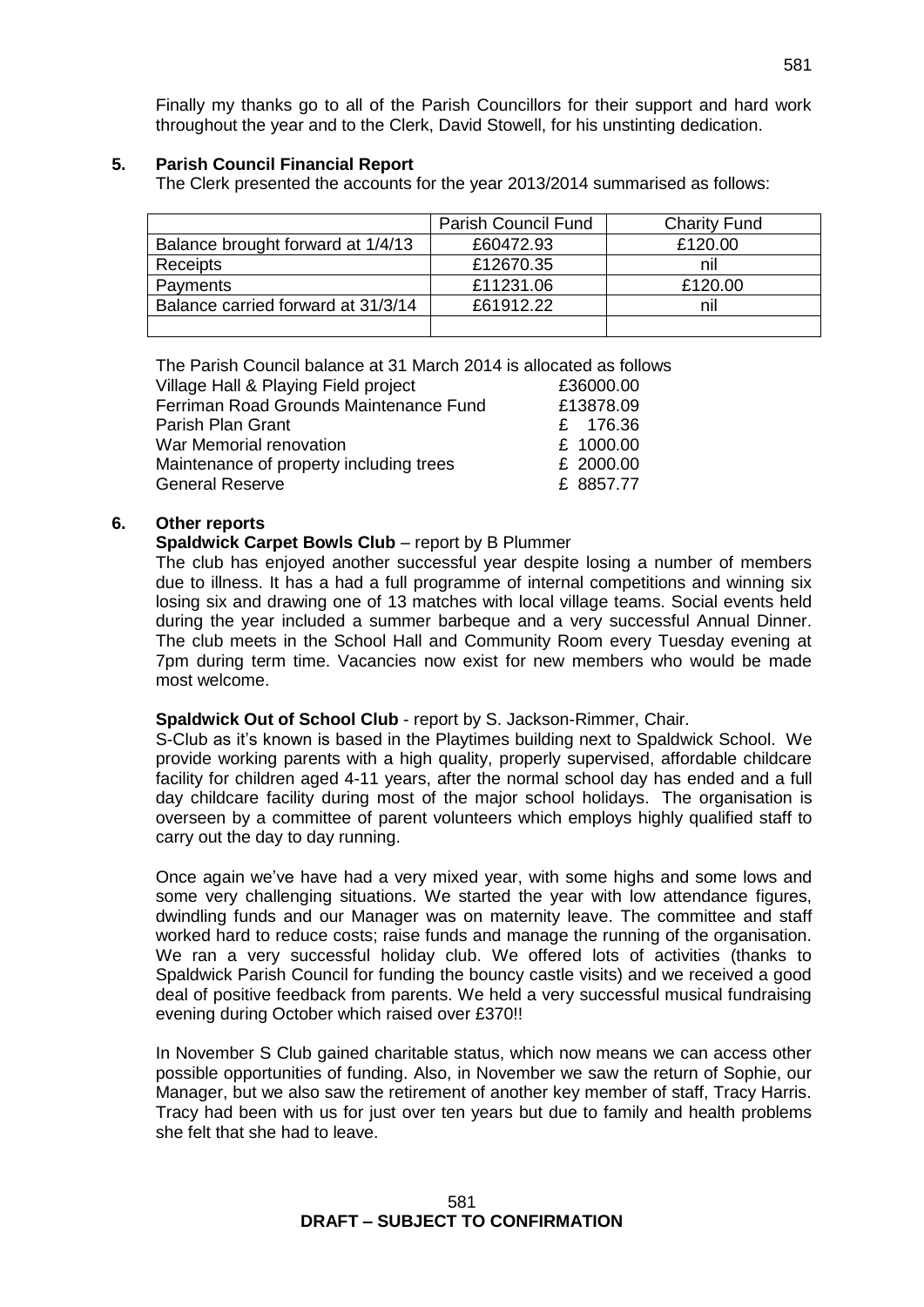Finally my thanks go to all of the Parish Councillors for their support and hard work throughout the year and to the Clerk, David Stowell, for his unstinting dedication.

## 5. Parish Council Financial Report

The Clerk presented the accounts for the year 2013/2014 summarised as follows:

| | Parish Council Fund | Charity Fund |
|---|---|---|
| Balance brought forward at 1/4/13 | £60472.93 | £120.00 |
| Receipts | £12670.35 | nil |
| Payments | £11231.06 | £120.00 |
| Balance carried forward at 31/3/14 | £61912.22 | nil |
| | | |

The Parish Council balance at 31 March 2014 is allocated as follows

| | |
|---|---|
| Village Hall & Playing Field project | £36000.00 |
| Ferriman Road Grounds Maintenance Fund | £13878.09 |
| Parish Plan Grant | £ 176.36 |
| War Memorial renovation | £ 1000.00 |
| Maintenance of property including trees | £ 2000.00 |
| General Reserve | £ 8857.77 |

## 6. Other reports

**Spaldwick Carpet Bowls Club** – report by B Plummer

The club has enjoyed another successful year despite losing a number of members due to illness. It has a had a full programme of internal competitions and winning six losing six and drawing one of 13 matches with local village teams. Social events held during the year included a summer barbeque and a very successful Annual Dinner. The club meets in the School Hall and Community Room every Tuesday evening at 7pm during term time. Vacancies now exist for new members who would be made most welcome.

**Spaldwick Out of School Club** - report by S. Jackson-Rimmer, Chair.

S-Club as it's known is based in the Playtimes building next to Spaldwick School. We provide working parents with a high quality, properly supervised, affordable childcare facility for children aged 4-11 years, after the normal school day has ended and a full day childcare facility during most of the major school holidays. The organisation is overseen by a committee of parent volunteers which employs highly qualified staff to carry out the day to day running.

Once again we've have had a very mixed year, with some highs and some lows and some very challenging situations. We started the year with low attendance figures, dwindling funds and our Manager was on maternity leave. The committee and staff worked hard to reduce costs; raise funds and manage the running of the organisation. We ran a very successful holiday club. We offered lots of activities (thanks to Spaldwick Parish Council for funding the bouncy castle visits) and we received a good deal of positive feedback from parents. We held a very successful musical fundraising evening during October which raised over £370!!

In November S Club gained charitable status, which now means we can access other possible opportunities of funding. Also, in November we saw the return of Sophie, our Manager, but we also saw the retirement of another key member of staff, Tracy Harris. Tracy had been with us for just over ten years but due to family and health problems she felt that she had to leave.

**DRAFT – SUBJECT TO CONFIRMATION**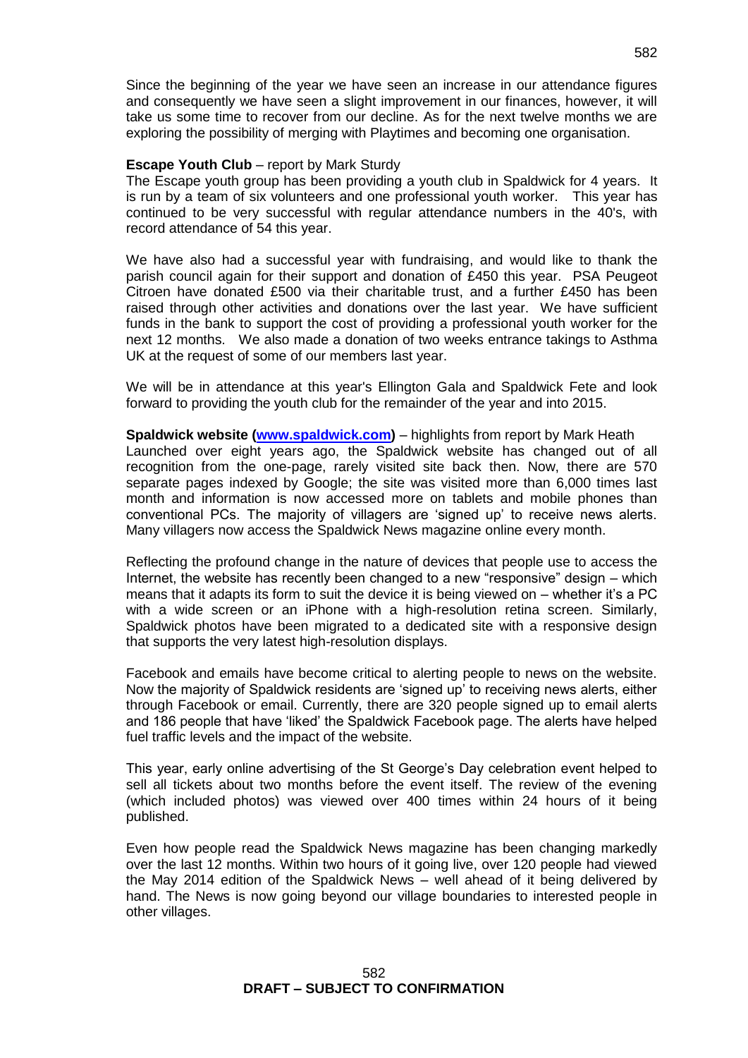Since the beginning of the year we have seen an increase in our attendance figures and consequently we have seen a slight improvement in our finances, however, it will take us some time to recover from our decline. As for the next twelve months we are exploring the possibility of merging with Playtimes and becoming one organisation.

**Escape Youth Club** – report by Mark Sturdy

The Escape youth group has been providing a youth club in Spaldwick for 4 years. It is run by a team of six volunteers and one professional youth worker. This year has continued to be very successful with regular attendance numbers in the 40's, with record attendance of 54 this year.

We have also had a successful year with fundraising, and would like to thank the parish council again for their support and donation of £450 this year. PSA Peugeot Citroen have donated £500 via their charitable trust, and a further £450 has been raised through other activities and donations over the last year. We have sufficient funds in the bank to support the cost of providing a professional youth worker for the next 12 months. We also made a donation of two weeks entrance takings to Asthma UK at the request of some of our members last year.

We will be in attendance at this year's Ellington Gala and Spaldwick Fete and look forward to providing the youth club for the remainder of the year and into 2015.

**Spaldwick website ([www.spaldwick.com](http://www.spaldwick.com))** – highlights from report by Mark Heath

Launched over eight years ago, the Spaldwick website has changed out of all recognition from the one-page, rarely visited site back then. Now, there are 570 separate pages indexed by Google; the site was visited more than 6,000 times last month and information is now accessed more on tablets and mobile phones than conventional PCs. The majority of villagers are 'signed up' to receive news alerts. Many villagers now access the Spaldwick News magazine online every month.

Reflecting the profound change in the nature of devices that people use to access the Internet, the website has recently been changed to a new "responsive" design – which means that it adapts its form to suit the device it is being viewed on – whether it's a PC with a wide screen or an iPhone with a high-resolution retina screen. Similarly, Spaldwick photos have been migrated to a dedicated site with a responsive design that supports the very latest high-resolution displays.

Facebook and emails have become critical to alerting people to news on the website. Now the majority of Spaldwick residents are 'signed up' to receiving news alerts, either through Facebook or email. Currently, there are 320 people signed up to email alerts and 186 people that have 'liked' the Spaldwick Facebook page. The alerts have helped fuel traffic levels and the impact of the website.

This year, early online advertising of the St George's Day celebration event helped to sell all tickets about two months before the event itself. The review of the evening (which included photos) was viewed over 400 times within 24 hours of it being published.

Even how people read the Spaldwick News magazine has been changing markedly over the last 12 months. Within two hours of it going live, over 120 people had viewed the May 2014 edition of the Spaldwick News – well ahead of it being delivered by hand. The News is now going beyond our village boundaries to interested people in other villages.

**DRAFT – SUBJECT TO CONFIRMATION**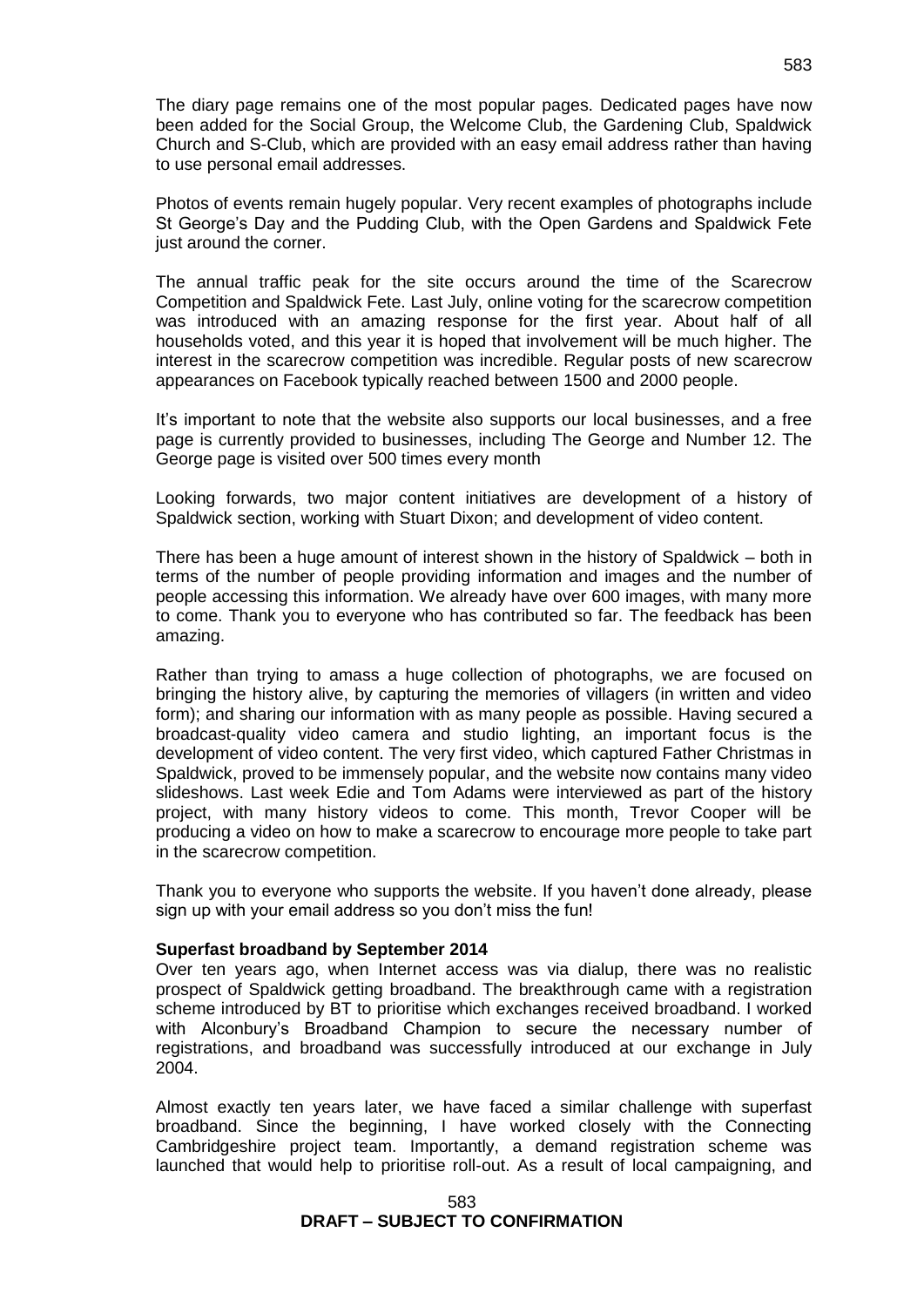The diary page remains one of the most popular pages. Dedicated pages have now been added for the Social Group, the Welcome Club, the Gardening Club, Spaldwick Church and S-Club, which are provided with an easy email address rather than having to use personal email addresses.

Photos of events remain hugely popular. Very recent examples of photographs include St George's Day and the Pudding Club, with the Open Gardens and Spaldwick Fete just around the corner.

The annual traffic peak for the site occurs around the time of the Scarecrow Competition and Spaldwick Fete. Last July, online voting for the scarecrow competition was introduced with an amazing response for the first year. About half of all households voted, and this year it is hoped that involvement will be much higher. The interest in the scarecrow competition was incredible. Regular posts of new scarecrow appearances on Facebook typically reached between 1500 and 2000 people.

It's important to note that the website also supports our local businesses, and a free page is currently provided to businesses, including The George and Number 12. The George page is visited over 500 times every month

Looking forwards, two major content initiatives are development of a history of Spaldwick section, working with Stuart Dixon; and development of video content.

There has been a huge amount of interest shown in the history of Spaldwick – both in terms of the number of people providing information and images and the number of people accessing this information. We already have over 600 images, with many more to come. Thank you to everyone who has contributed so far. The feedback has been amazing.

Rather than trying to amass a huge collection of photographs, we are focused on bringing the history alive, by capturing the memories of villagers (in written and video form); and sharing our information with as many people as possible. Having secured a broadcast-quality video camera and studio lighting, an important focus is the development of video content. The very first video, which captured Father Christmas in Spaldwick, proved to be immensely popular, and the website now contains many video slideshows. Last week Edie and Tom Adams were interviewed as part of the history project, with many history videos to come. This month, Trevor Cooper will be producing a video on how to make a scarecrow to encourage more people to take part in the scarecrow competition.

Thank you to everyone who supports the website. If you haven't done already, please sign up with your email address so you don't miss the fun!

**Superfast broadband by September 2014**

Over ten years ago, when Internet access was via dialup, there was no realistic prospect of Spaldwick getting broadband. The breakthrough came with a registration scheme introduced by BT to prioritise which exchanges received broadband. I worked with Alconbury's Broadband Champion to secure the necessary number of registrations, and broadband was successfully introduced at our exchange in July 2004.

Almost exactly ten years later, we have faced a similar challenge with superfast broadband. Since the beginning, I have worked closely with the Connecting Cambridgeshire project team. Importantly, a demand registration scheme was launched that would help to prioritise roll-out. As a result of local campaigning, and

**DRAFT – SUBJECT TO CONFIRMATION**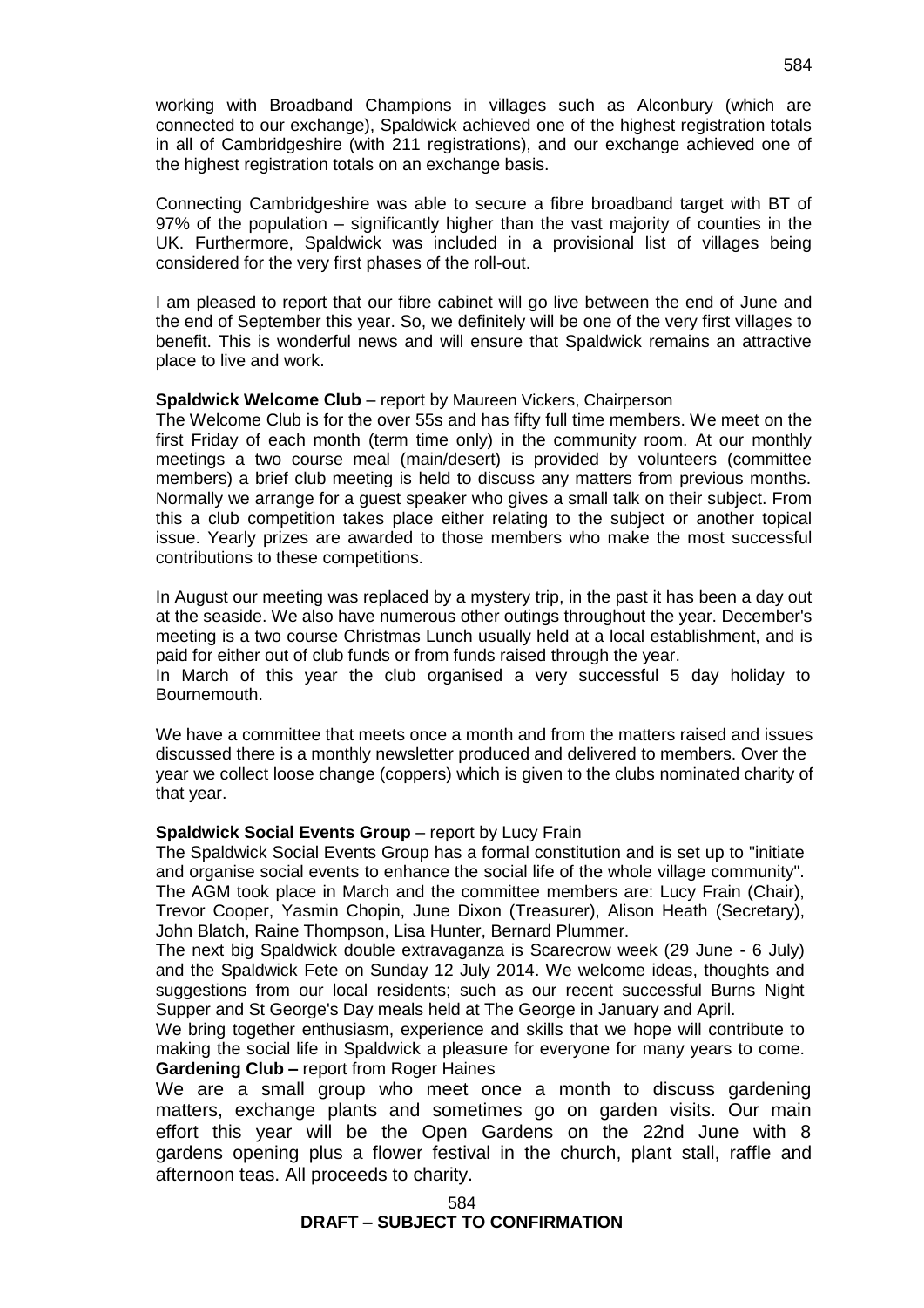working with Broadband Champions in villages such as Alconbury (which are connected to our exchange), Spaldwick achieved one of the highest registration totals in all of Cambridgeshire (with 211 registrations), and our exchange achieved one of the highest registration totals on an exchange basis.

Connecting Cambridgeshire was able to secure a fibre broadband target with BT of 97% of the population – significantly higher than the vast majority of counties in the UK. Furthermore, Spaldwick was included in a provisional list of villages being considered for the very first phases of the roll-out.

I am pleased to report that our fibre cabinet will go live between the end of June and the end of September this year. So, we definitely will be one of the very first villages to benefit. This is wonderful news and will ensure that Spaldwick remains an attractive place to live and work.

**Spaldwick Welcome Club** – report by Maureen Vickers, Chairperson

The Welcome Club is for the over 55s and has fifty full time members. We meet on the first Friday of each month (term time only) in the community room. At our monthly meetings a two course meal (main/desert) is provided by volunteers (committee members) a brief club meeting is held to discuss any matters from previous months. Normally we arrange for a guest speaker who gives a small talk on their subject. From this a club competition takes place either relating to the subject or another topical issue. Yearly prizes are awarded to those members who make the most successful contributions to these competitions.

In August our meeting was replaced by a mystery trip, in the past it has been a day out at the seaside. We also have numerous other outings throughout the year. December's meeting is a two course Christmas Lunch usually held at a local establishment, and is paid for either out of club funds or from funds raised through the year.

In March of this year the club organised a very successful 5 day holiday to Bournemouth.

We have a committee that meets once a month and from the matters raised and issues discussed there is a monthly newsletter produced and delivered to members. Over the year we collect loose change (coppers) which is given to the clubs nominated charity of that year.

**Spaldwick Social Events Group** – report by Lucy Frain

The Spaldwick Social Events Group has a formal constitution and is set up to "initiate and organise social events to enhance the social life of the whole village community". The AGM took place in March and the committee members are: Lucy Frain (Chair), Trevor Cooper, Yasmin Chopin, June Dixon (Treasurer), Alison Heath (Secretary), John Blatch, Raine Thompson, Lisa Hunter, Bernard Plummer.

The next big Spaldwick double extravaganza is Scarecrow week (29 June - 6 July) and the Spaldwick Fete on Sunday 12 July 2014. We welcome ideas, thoughts and suggestions from our local residents; such as our recent successful Burns Night Supper and St George's Day meals held at The George in January and April.

We bring together enthusiasm, experience and skills that we hope will contribute to making the social life in Spaldwick a pleasure for everyone for many years to come.

**Gardening Club –** report from Roger Haines

We are a small group who meet once a month to discuss gardening matters, exchange plants and sometimes go on garden visits. Our main effort this year will be the Open Gardens on the 22nd June with 8 gardens opening plus a flower festival in the church, plant stall, raffle and afternoon teas. All proceeds to charity.

**DRAFT – SUBJECT TO CONFIRMATION**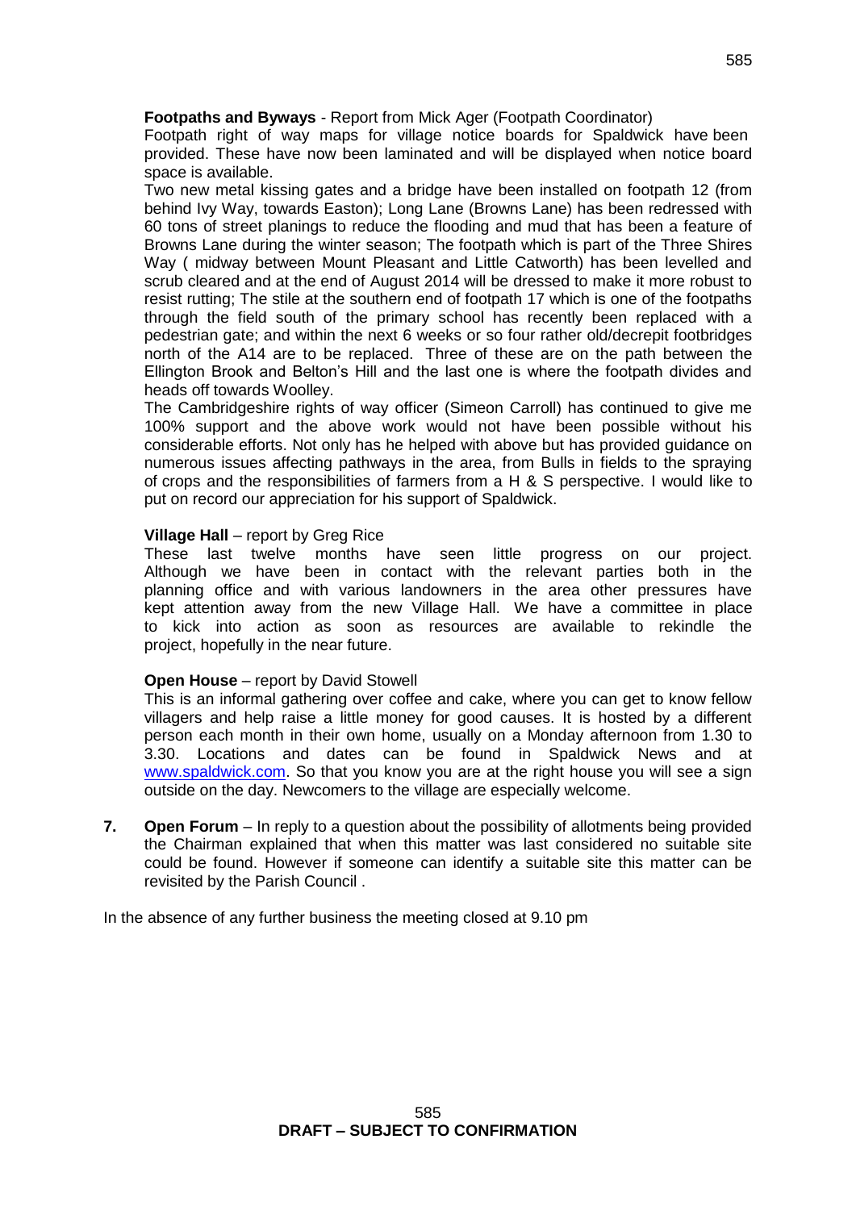**Footpaths and Byways** - Report from Mick Ager (Footpath Coordinator)

Footpath right of way maps for village notice boards for Spaldwick have been provided. These have now been laminated and will be displayed when notice board space is available.

Two new metal kissing gates and a bridge have been installed on footpath 12 (from behind Ivy Way, towards Easton); Long Lane (Browns Lane) has been redressed with 60 tons of street planings to reduce the flooding and mud that has been a feature of Browns Lane during the winter season; The footpath which is part of the Three Shires Way ( midway between Mount Pleasant and Little Catworth) has been levelled and scrub cleared and at the end of August 2014 will be dressed to make it more robust to resist rutting; The stile at the southern end of footpath 17 which is one of the footpaths through the field south of the primary school has recently been replaced with a pedestrian gate; and within the next 6 weeks or so four rather old/decrepit footbridges north of the A14 are to be replaced. Three of these are on the path between the Ellington Brook and Belton's Hill and the last one is where the footpath divides and heads off towards Woolley.

The Cambridgeshire rights of way officer (Simeon Carroll) has continued to give me 100% support and the above work would not have been possible without his considerable efforts. Not only has he helped with above but has provided guidance on numerous issues affecting pathways in the area, from Bulls in fields to the spraying of crops and the responsibilities of farmers from a H & S perspective. I would like to put on record our appreciation for his support of Spaldwick.

**Village Hall** – report by Greg Rice

These last twelve months have seen little progress on our project. Although we have been in contact with the relevant parties both in the planning office and with various landowners in the area other pressures have kept attention away from the new Village Hall. We have a committee in place to kick into action as soon as resources are available to rekindle the project, hopefully in the near future.

**Open House** – report by David Stowell

This is an informal gathering over coffee and cake, where you can get to know fellow villagers and help raise a little money for good causes. It is hosted by a different person each month in their own home, usually on a Monday afternoon from 1.30 to 3.30. Locations and dates can be found in Spaldwick News and at www.spaldwick.com. So that you know you are at the right house you will see a sign outside on the day. Newcomers to the village are especially welcome.

**7. Open Forum** – In reply to a question about the possibility of allotments being provided the Chairman explained that when this matter was last considered no suitable site could be found. However if someone can identify a suitable site this matter can be revisited by the Parish Council .

In the absence of any further business the meeting closed at 9.10 pm

**DRAFT – SUBJECT TO CONFIRMATION**